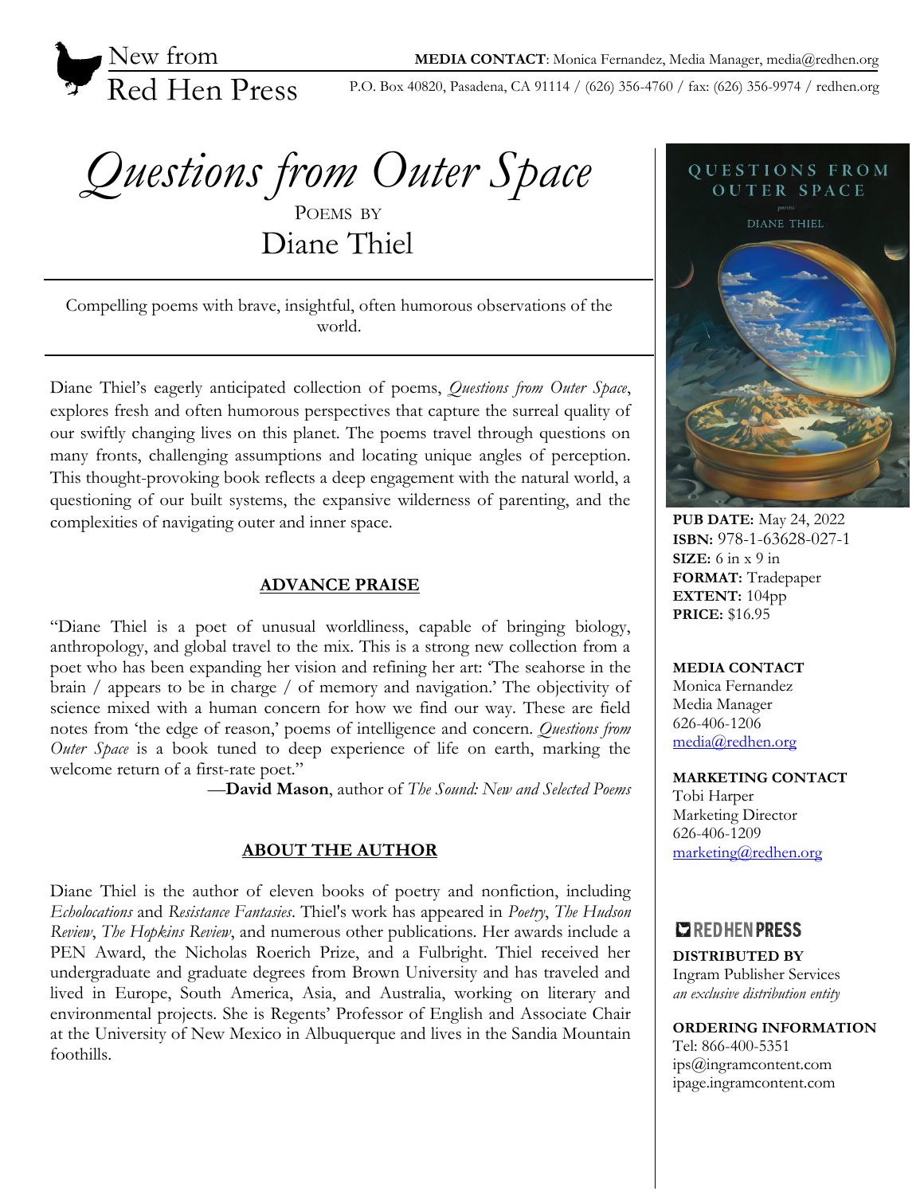New from
Red Hen Press

**MEDIA CONTACT**: Monica Fernandez, Media Manager, media@redhen.org
P.O. Box 40820, Pasadena, CA 91114 / (626) 356-4760 / fax: (626) 356-9974 / redhen.org

# *Questions from Outer Space*

POEMS BY

## Diane Thiel

Compelling poems with brave, insightful, often humorous observations of the world.

Diane Thiel's eagerly anticipated collection of poems, *Questions from Outer Space*, explores fresh and often humorous perspectives that capture the surreal quality of our swiftly changing lives on this planet. The poems travel through questions on many fronts, challenging assumptions and locating unique angles of perception. This thought-provoking book reflects a deep engagement with the natural world, a questioning of our built systems, the expansive wilderness of parenting, and the complexities of navigating outer and inner space.

### ADVANCE PRAISE

"Diane Thiel is a poet of unusual worldliness, capable of bringing biology, anthropology, and global travel to the mix. This is a strong new collection from a poet who has been expanding her vision and refining her art: 'The seahorse in the brain / appears to be in charge / of memory and navigation.' The objectivity of science mixed with a human concern for how we find our way. These are field notes from 'the edge of reason,' poems of intelligence and concern. *Questions from Outer Space* is a book tuned to deep experience of life on earth, marking the welcome return of a first-rate poet."

—**David Mason**, author of *The Sound: New and Selected Poems*

### ABOUT THE AUTHOR

Diane Thiel is the author of eleven books of poetry and nonfiction, including *Echolocations* and *Resistance Fantasies*. Thiel's work has appeared in *Poetry*, *The Hudson Review*, *The Hopkins Review*, and numerous other publications. Her awards include a PEN Award, the Nicholas Roerich Prize, and a Fulbright. Thiel received her undergraduate and graduate degrees from Brown University and has traveled and lived in Europe, South America, Asia, and Australia, working on literary and environmental projects. She is Regents' Professor of English and Associate Chair at the University of New Mexico in Albuquerque and lives in the Sandia Mountain foothills.

**PUB DATE:** May 24, 2022
**ISBN:** 978-1-63628-027-1
**SIZE:** 6 in x 9 in
**FORMAT:** Tradepaper
**EXTENT:** 104pp
**PRICE:** $16.95

**MEDIA CONTACT**
Monica Fernandez
Media Manager
626-406-1206
media@redhen.org

**MARKETING CONTACT**
Tobi Harper
Marketing Director
626-406-1209
marketing@redhen.org

REDHEN PRESS

**DISTRIBUTED BY**
Ingram Publisher Services
*an exclusive distribution entity*

**ORDERING INFORMATION**
Tel: 866-400-5351
ips@ingramcontent.com
ipage.ingramcontent.com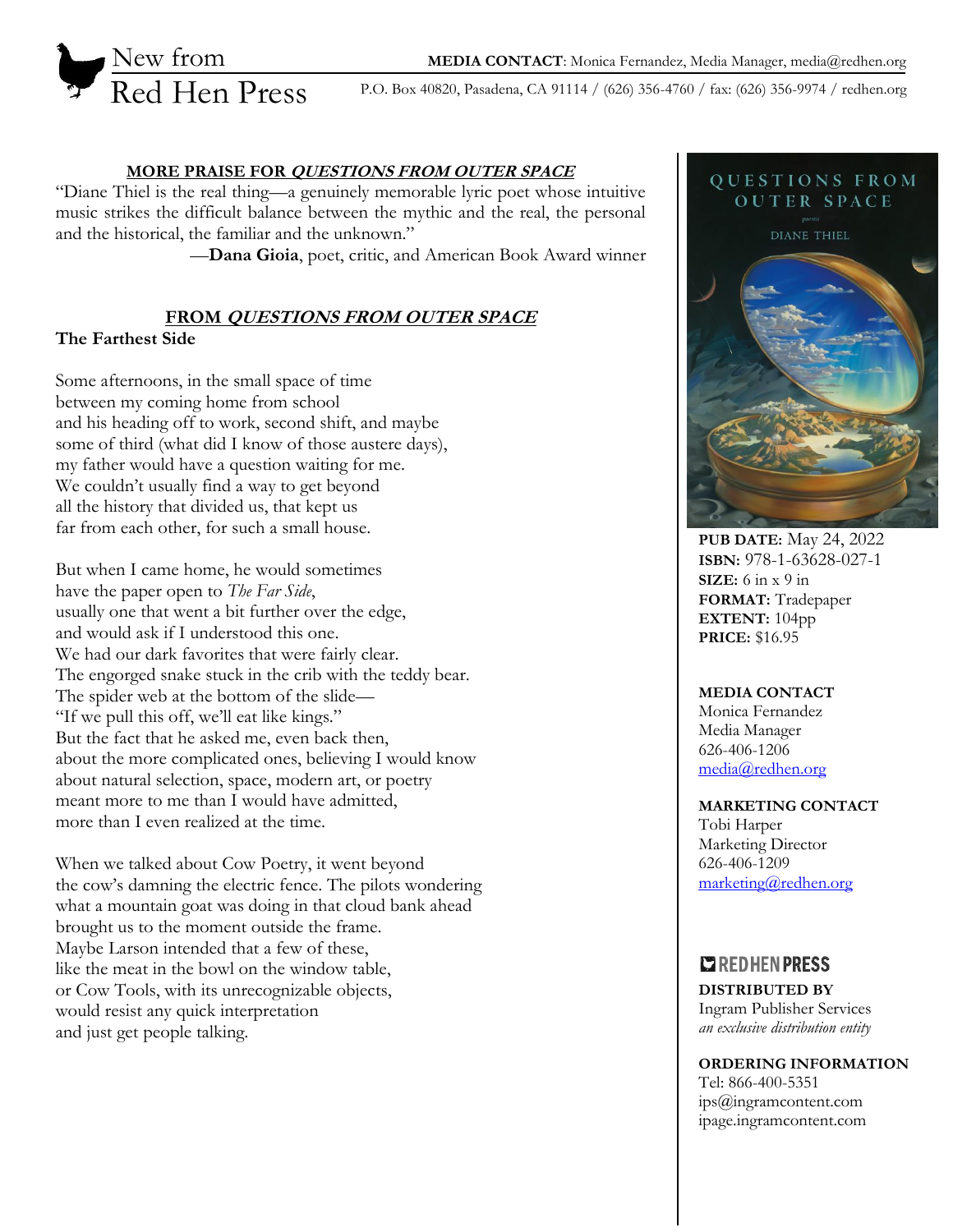New from
Red Hen Press

**MEDIA CONTACT**: Monica Fernandez, Media Manager, media@redhen.org

P.O. Box 40820, Pasadena, CA 91114 / (626) 356-4760 / fax: (626) 356-9974 / redhen.org

## MORE PRAISE FOR *QUESTIONS FROM OUTER SPACE*

"Diane Thiel is the real thing—a genuinely memorable lyric poet whose intuitive music strikes the difficult balance between the mythic and the real, the personal and the historical, the familiar and the unknown."

—**Dana Gioia**, poet, critic, and American Book Award winner

## FROM *QUESTIONS FROM OUTER SPACE*

### The Farthest Side

Some afternoons, in the small space of time
between my coming home from school
and his heading off to work, second shift, and maybe
some of third (what did I know of those austere days),
my father would have a question waiting for me.
We couldn't usually find a way to get beyond
all the history that divided us, that kept us
far from each other, for such a small house.

But when I came home, he would sometimes
have the paper open to *The Far Side*,
usually one that went a bit further over the edge,
and would ask if I understood this one.
We had our dark favorites that were fairly clear.
The engorged snake stuck in the crib with the teddy bear.
The spider web at the bottom of the slide—
"If we pull this off, we'll eat like kings."
But the fact that he asked me, even back then,
about the more complicated ones, believing I would know
about natural selection, space, modern art, or poetry
meant more to me than I would have admitted,
more than I even realized at the time.

When we talked about Cow Poetry, it went beyond
the cow's damning the electric fence. The pilots wondering
what a mountain goat was doing in that cloud bank ahead
brought us to the moment outside the frame.
Maybe Larson intended that a few of these,
like the meat in the bowl on the window table,
or Cow Tools, with its unrecognizable objects,
would resist any quick interpretation
and just get people talking.

QUESTIONS FROM OUTER SPACE
poems
DIANE THIEL

**PUB DATE:** May 24, 2022
**ISBN:** 978-1-63628-027-1
**SIZE:** 6 in x 9 in
**FORMAT:** Tradepaper
**EXTENT:** 104pp
**PRICE:** $16.95

**MEDIA CONTACT**
Monica Fernandez
Media Manager
626-406-1206
media@redhen.org

**MARKETING CONTACT**
Tobi Harper
Marketing Director
626-406-1209
marketing@redhen.org

REDHEN PRESS

**DISTRIBUTED BY**
Ingram Publisher Services
*an exclusive distribution entity*

**ORDERING INFORMATION**
Tel: 866-400-5351
ips@ingramcontent.com
ipage.ingramcontent.com